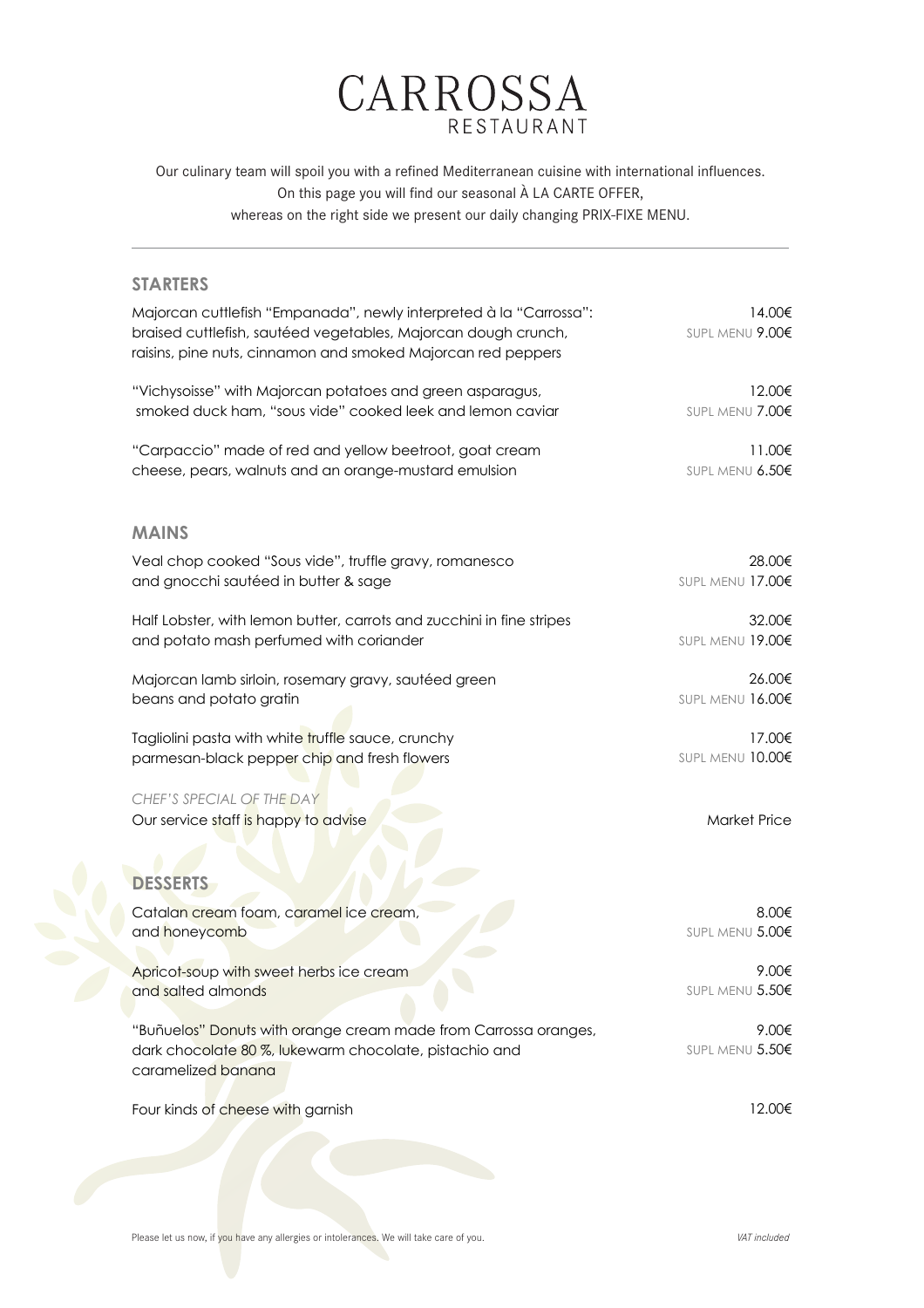# CARROSSA
RESTAURANT

Our culinary team will spoil you with a refined Mediterranean cuisine with international influences.
On this page you will find our seasonal À LA CARTE OFFER,
whereas on the right side we present our daily changing PRIX-FIXE MENU.

---

## STARTERS

Majorcan cuttlefish "Empanada", newly interpreted à la "Carrossa": braised cuttlefish, sautéed vegetables, Majorcan dough crunch, raisins, pine nuts, cinnamon and smoked Majorcan red peppers — 14.00€ / SUPL MENU 9.00€

"Vichysoisse" with Majorcan potatoes and green asparagus, smoked duck ham, "sous vide" cooked leek and lemon caviar — 12.00€ / SUPL MENU 7.00€

"Carpaccio" made of red and yellow beetroot, goat cream cheese, pears, walnuts and an orange-mustard emulsion — 11.00€ / SUPL MENU 6.50€

## MAINS

Veal chop cooked "Sous vide", truffle gravy, romanesco and gnocchi sautéed in butter & sage — 28.00€ / SUPL MENU 17.00€

Half Lobster, with lemon butter, carrots and zucchini in fine stripes and potato mash perfumed with coriander — 32.00€ / SUPL MENU 19.00€

Majorcan lamb sirloin, rosemary gravy, sautéed green beans and potato gratin — 26.00€ / SUPL MENU 16.00€

Tagliolini pasta with white truffle sauce, crunchy parmesan-black pepper chip and fresh flowers — 17.00€ / SUPL MENU 10.00€

*CHEF'S SPECIAL OF THE DAY*
Our service staff is happy to advise — Market Price

## DESSERTS

Catalan cream foam, caramel ice cream, and honeycomb — 8.00€ / SUPL MENU 5.00€

Apricot-soup with sweet herbs ice cream and salted almonds — 9.00€ / SUPL MENU 5.50€

"Buñuelos" Donuts with orange cream made from Carrossa oranges, dark chocolate 80 %, lukewarm chocolate, pistachio and caramelized banana — 9.00€ / SUPL MENU 5.50€

Four kinds of cheese with garnish — 12.00€

Please let us now, if you have any allergies or intolerances. We will take care of you.

*VAT included*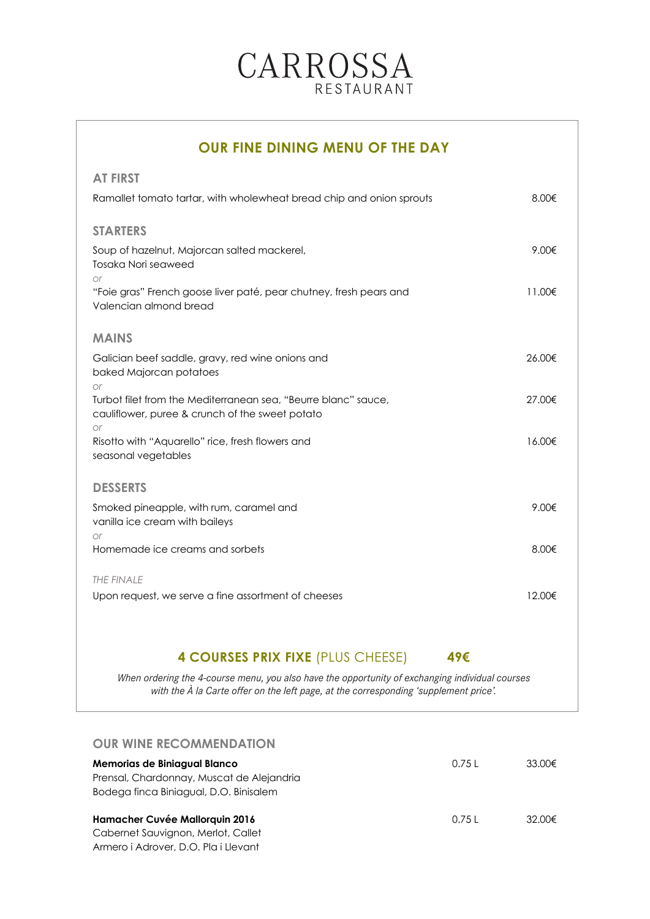# CARROSSA
RESTAURANT

## OUR FINE DINING MENU OF THE DAY

### AT FIRST

| | |
|---|---|
| Ramallet tomato tartar, with wholewheat bread chip and onion sprouts | 8.00€ |

### STARTERS

| | |
|---|---|
| Soup of hazelnut, Majorcan salted mackerel, Tosaka Nori seaweed | 9.00€ |
| *or* | |
| "Foie gras" French goose liver paté, pear chutney, fresh pears and Valencian almond bread | 11.00€ |

### MAINS

| | |
|---|---|
| Galician beef saddle, gravy, red wine onions and baked Majorcan potatoes | 26.00€ |
| *or* | |
| Turbot filet from the Mediterranean sea, "Beurre blanc" sauce, cauliflower, puree & crunch of the sweet potato | 27.00€ |
| *or* | |
| Risotto with "Aquarello" rice, fresh flowers and seasonal vegetables | 16.00€ |

### DESSERTS

| | |
|---|---|
| Smoked pineapple, with rum, caramel and vanilla ice cream with baileys | 9.00€ |
| *or* | |
| Homemade ice creams and sorbets | 8.00€ |

*THE FINALE*

| | |
|---|---|
| Upon request, we serve a fine assortment of cheeses | 12.00€ |

## 4 COURSES PRIX FIXE (PLUS CHEESE) 49€

*When ordering the 4-course menu, you also have the opportunity of exchanging individual courses with the À la Carte offer on the left page, at the corresponding 'supplement price'.*

### OUR WINE RECOMMENDATION

| | | |
|---|---|---|
| **Memorias de Biniagual Blanco**<br>Prensal, Chardonnay, Muscat de Alejandria<br>Bodega finca Biniagual, D.O. Binisalem | 0.75 L | 33.00€ |
| **Hamacher Cuvée Mallorquin 2016**<br>Cabernet Sauvignon, Merlot, Callet<br>Armero i Adrover, D.O. Pla i Llevant | 0.75 L | 32.00€ |